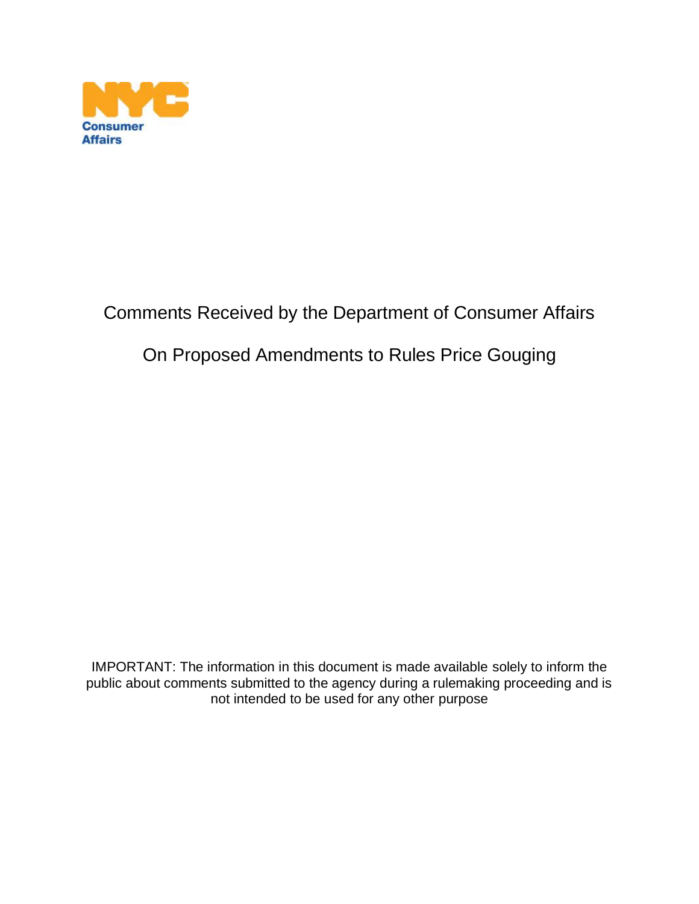NYC Consumer Affairs

# Comments Received by the Department of Consumer Affairs

# On Proposed Amendments to Rules Price Gouging

IMPORTANT: The information in this document is made available solely to inform the public about comments submitted to the agency during a rulemaking proceeding and is not intended to be used for any other purpose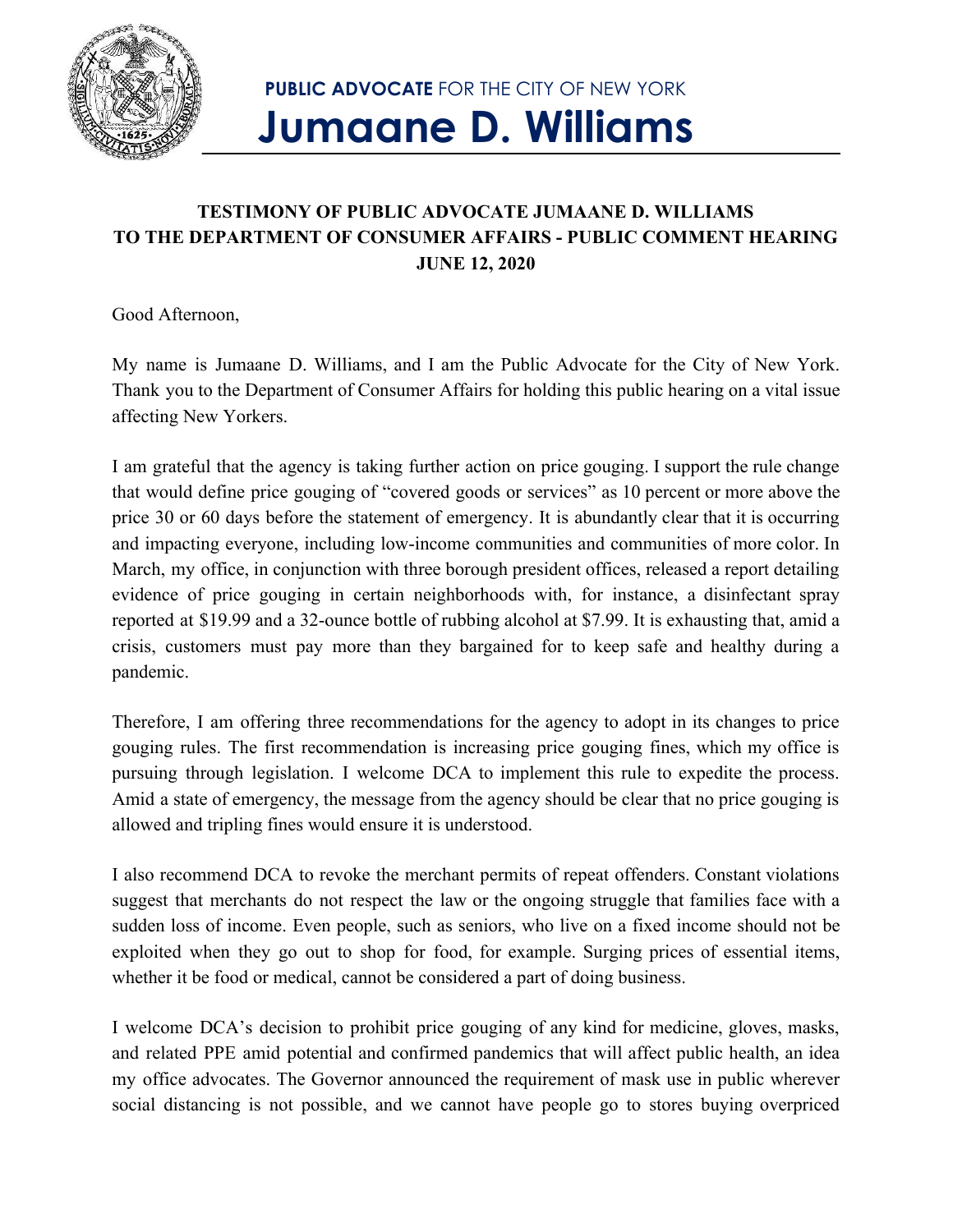**PUBLIC ADVOCATE** FOR THE CITY OF NEW YORK

# Jumaane D. Williams

**TESTIMONY OF PUBLIC ADVOCATE JUMAANE D. WILLIAMS TO THE DEPARTMENT OF CONSUMER AFFAIRS - PUBLIC COMMENT HEARING JUNE 12, 2020**

Good Afternoon,

My name is Jumaane D. Williams, and I am the Public Advocate for the City of New York. Thank you to the Department of Consumer Affairs for holding this public hearing on a vital issue affecting New Yorkers.

I am grateful that the agency is taking further action on price gouging. I support the rule change that would define price gouging of "covered goods or services" as 10 percent or more above the price 30 or 60 days before the statement of emergency. It is abundantly clear that it is occurring and impacting everyone, including low-income communities and communities of more color. In March, my office, in conjunction with three borough president offices, released a report detailing evidence of price gouging in certain neighborhoods with, for instance, a disinfectant spray reported at $19.99 and a 32-ounce bottle of rubbing alcohol at $7.99. It is exhausting that, amid a crisis, customers must pay more than they bargained for to keep safe and healthy during a pandemic.

Therefore, I am offering three recommendations for the agency to adopt in its changes to price gouging rules. The first recommendation is increasing price gouging fines, which my office is pursuing through legislation. I welcome DCA to implement this rule to expedite the process. Amid a state of emergency, the message from the agency should be clear that no price gouging is allowed and tripling fines would ensure it is understood.

I also recommend DCA to revoke the merchant permits of repeat offenders. Constant violations suggest that merchants do not respect the law or the ongoing struggle that families face with a sudden loss of income. Even people, such as seniors, who live on a fixed income should not be exploited when they go out to shop for food, for example. Surging prices of essential items, whether it be food or medical, cannot be considered a part of doing business.

I welcome DCA's decision to prohibit price gouging of any kind for medicine, gloves, masks, and related PPE amid potential and confirmed pandemics that will affect public health, an idea my office advocates. The Governor announced the requirement of mask use in public wherever social distancing is not possible, and we cannot have people go to stores buying overpriced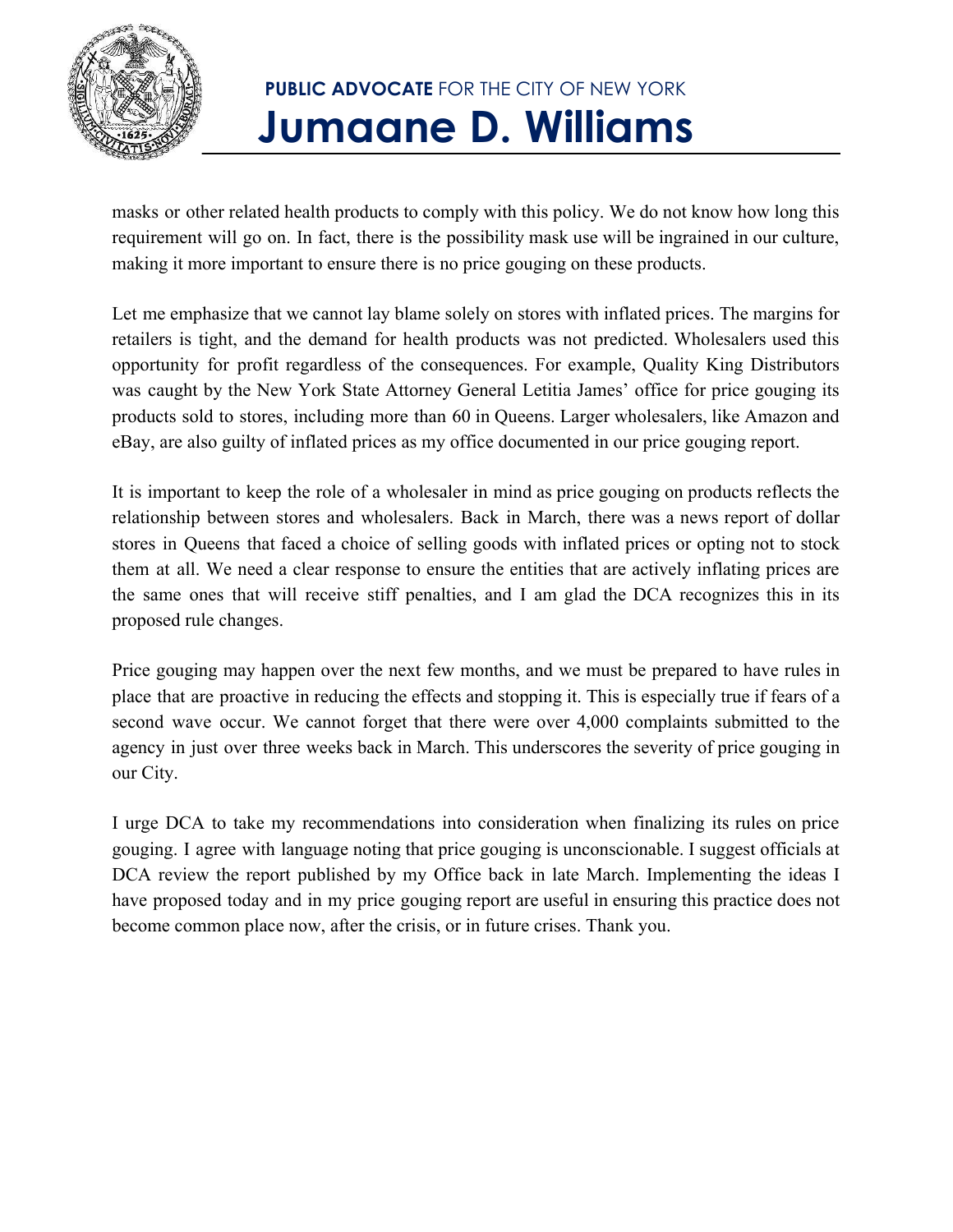masks or other related health products to comply with this policy. We do not know how long this requirement will go on. In fact, there is the possibility mask use will be ingrained in our culture, making it more important to ensure there is no price gouging on these products.

Let me emphasize that we cannot lay blame solely on stores with inflated prices. The margins for retailers is tight, and the demand for health products was not predicted. Wholesalers used this opportunity for profit regardless of the consequences. For example, Quality King Distributors was caught by the New York State Attorney General Letitia James' office for price gouging its products sold to stores, including more than 60 in Queens. Larger wholesalers, like Amazon and eBay, are also guilty of inflated prices as my office documented in our price gouging report.

It is important to keep the role of a wholesaler in mind as price gouging on products reflects the relationship between stores and wholesalers. Back in March, there was a news report of dollar stores in Queens that faced a choice of selling goods with inflated prices or opting not to stock them at all. We need a clear response to ensure the entities that are actively inflating prices are the same ones that will receive stiff penalties, and I am glad the DCA recognizes this in its proposed rule changes.

Price gouging may happen over the next few months, and we must be prepared to have rules in place that are proactive in reducing the effects and stopping it. This is especially true if fears of a second wave occur. We cannot forget that there were over 4,000 complaints submitted to the agency in just over three weeks back in March. This underscores the severity of price gouging in our City.

I urge DCA to take my recommendations into consideration when finalizing its rules on price gouging. I agree with language noting that price gouging is unconscionable. I suggest officials at DCA review the report published by my Office back in late March. Implementing the ideas I have proposed today and in my price gouging report are useful in ensuring this practice does not become common place now, after the crisis, or in future crises. Thank you.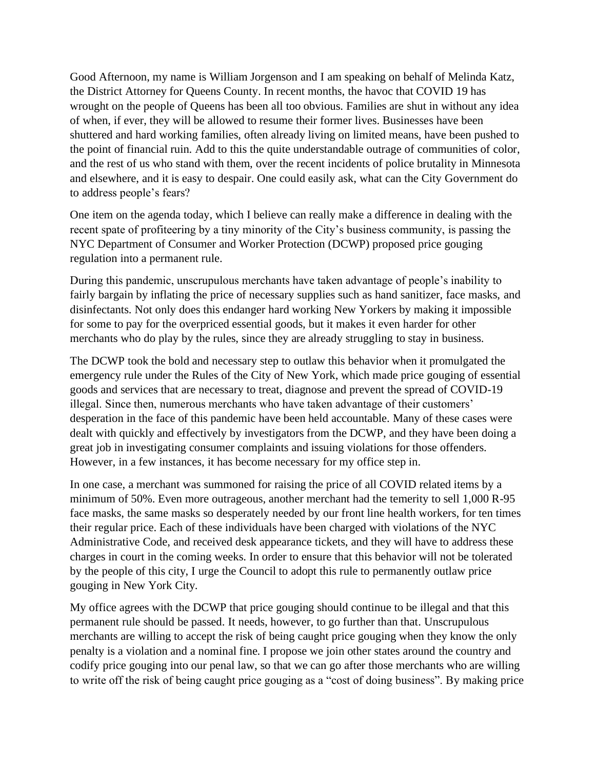Good Afternoon, my name is William Jorgenson and I am speaking on behalf of Melinda Katz, the District Attorney for Queens County. In recent months, the havoc that COVID 19 has wrought on the people of Queens has been all too obvious. Families are shut in without any idea of when, if ever, they will be allowed to resume their former lives. Businesses have been shuttered and hard working families, often already living on limited means, have been pushed to the point of financial ruin. Add to this the quite understandable outrage of communities of color, and the rest of us who stand with them, over the recent incidents of police brutality in Minnesota and elsewhere, and it is easy to despair. One could easily ask, what can the City Government do to address people's fears?

One item on the agenda today, which I believe can really make a difference in dealing with the recent spate of profiteering by a tiny minority of the City's business community, is passing the NYC Department of Consumer and Worker Protection (DCWP) proposed price gouging regulation into a permanent rule.

During this pandemic, unscrupulous merchants have taken advantage of people's inability to fairly bargain by inflating the price of necessary supplies such as hand sanitizer, face masks, and disinfectants. Not only does this endanger hard working New Yorkers by making it impossible for some to pay for the overpriced essential goods, but it makes it even harder for other merchants who do play by the rules, since they are already struggling to stay in business.

The DCWP took the bold and necessary step to outlaw this behavior when it promulgated the emergency rule under the Rules of the City of New York, which made price gouging of essential goods and services that are necessary to treat, diagnose and prevent the spread of COVID-19 illegal. Since then, numerous merchants who have taken advantage of their customers' desperation in the face of this pandemic have been held accountable. Many of these cases were dealt with quickly and effectively by investigators from the DCWP, and they have been doing a great job in investigating consumer complaints and issuing violations for those offenders. However, in a few instances, it has become necessary for my office step in.

In one case, a merchant was summoned for raising the price of all COVID related items by a minimum of 50%. Even more outrageous, another merchant had the temerity to sell 1,000 R-95 face masks, the same masks so desperately needed by our front line health workers, for ten times their regular price. Each of these individuals have been charged with violations of the NYC Administrative Code, and received desk appearance tickets, and they will have to address these charges in court in the coming weeks. In order to ensure that this behavior will not be tolerated by the people of this city, I urge the Council to adopt this rule to permanently outlaw price gouging in New York City.

My office agrees with the DCWP that price gouging should continue to be illegal and that this permanent rule should be passed. It needs, however, to go further than that. Unscrupulous merchants are willing to accept the risk of being caught price gouging when they know the only penalty is a violation and a nominal fine. I propose we join other states around the country and codify price gouging into our penal law, so that we can go after those merchants who are willing to write off the risk of being caught price gouging as a "cost of doing business". By making price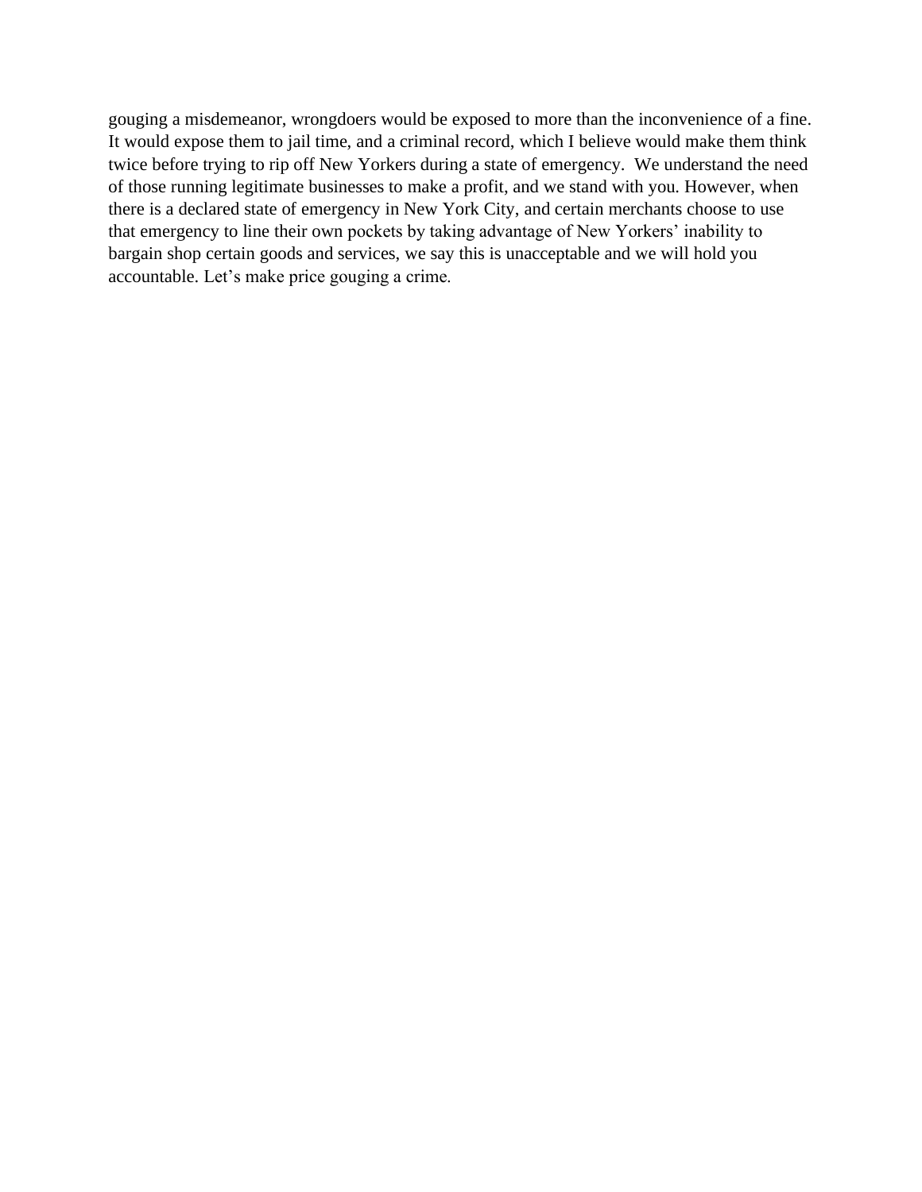gouging a misdemeanor, wrongdoers would be exposed to more than the inconvenience of a fine. It would expose them to jail time, and a criminal record, which I believe would make them think twice before trying to rip off New Yorkers during a state of emergency. We understand the need of those running legitimate businesses to make a profit, and we stand with you. However, when there is a declared state of emergency in New York City, and certain merchants choose to use that emergency to line their own pockets by taking advantage of New Yorkers' inability to bargain shop certain goods and services, we say this is unacceptable and we will hold you accountable. Let's make price gouging a crime.